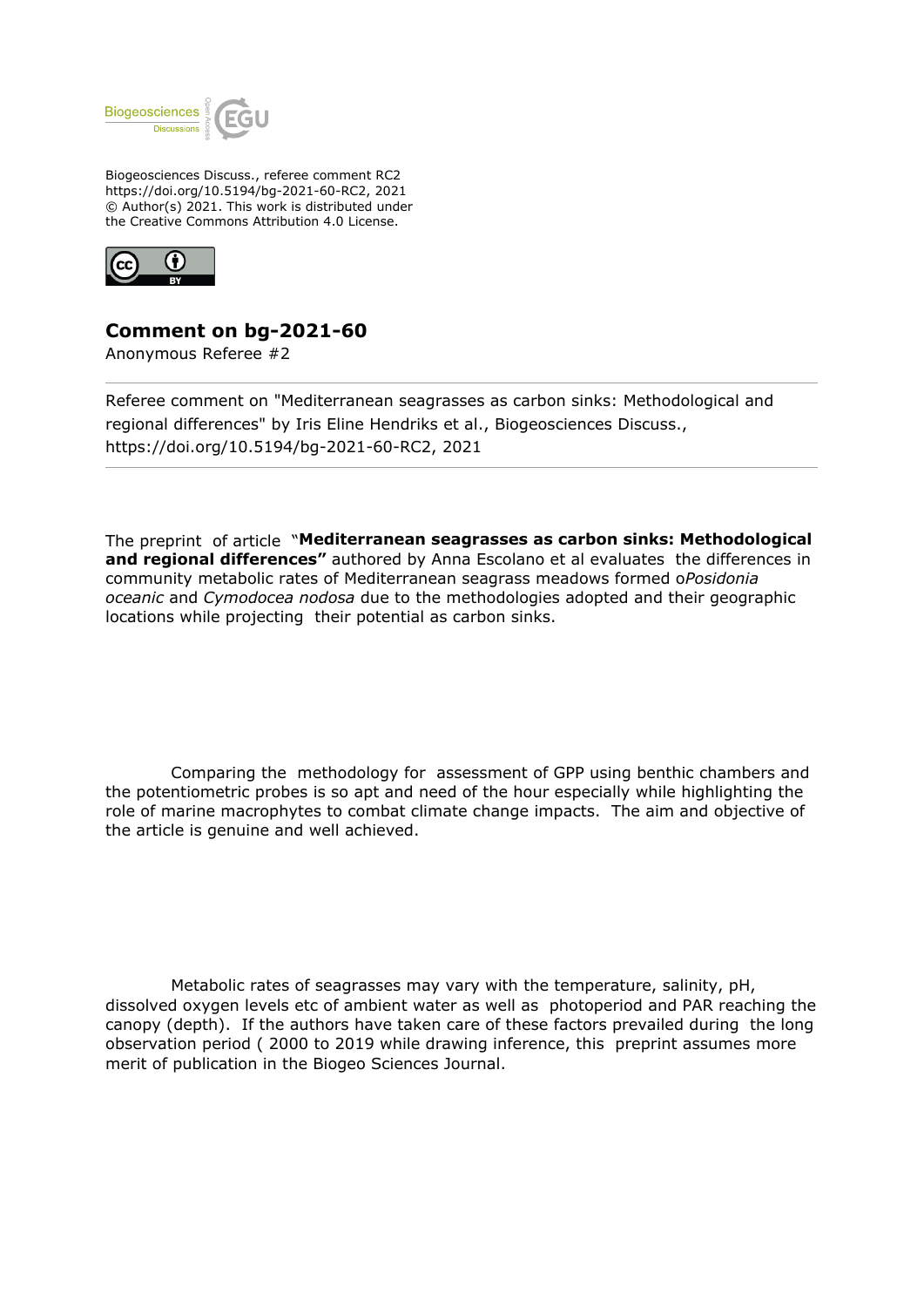Biogeosciences Discuss., referee comment RC2
https://doi.org/10.5194/bg-2021-60-RC2, 2021
© Author(s) 2021. This work is distributed under
the Creative Commons Attribution 4.0 License.

## Comment on bg-2021-60

Anonymous Referee #2

---

Referee comment on "Mediterranean seagrasses as carbon sinks: Methodological and regional differences" by Iris Eline Hendriks et al., Biogeosciences Discuss., https://doi.org/10.5194/bg-2021-60-RC2, 2021

---

The preprint of article "**Mediterranean seagrasses as carbon sinks: Methodological and regional differences"** authored by Anna Escolano et al evaluates the differences in community metabolic rates of Mediterranean seagrass meadows formed o*Posidonia oceanic* and *Cymodocea nodosa* due to the methodologies adopted and their geographic locations while projecting their potential as carbon sinks.

Comparing the methodology for assessment of GPP using benthic chambers and the potentiometric probes is so apt and need of the hour especially while highlighting the role of marine macrophytes to combat climate change impacts. The aim and objective of the article is genuine and well achieved.

Metabolic rates of seagrasses may vary with the temperature, salinity, pH, dissolved oxygen levels etc of ambient water as well as photoperiod and PAR reaching the canopy (depth). If the authors have taken care of these factors prevailed during the long observation period ( 2000 to 2019 while drawing inference, this preprint assumes more merit of publication in the Biogeo Sciences Journal.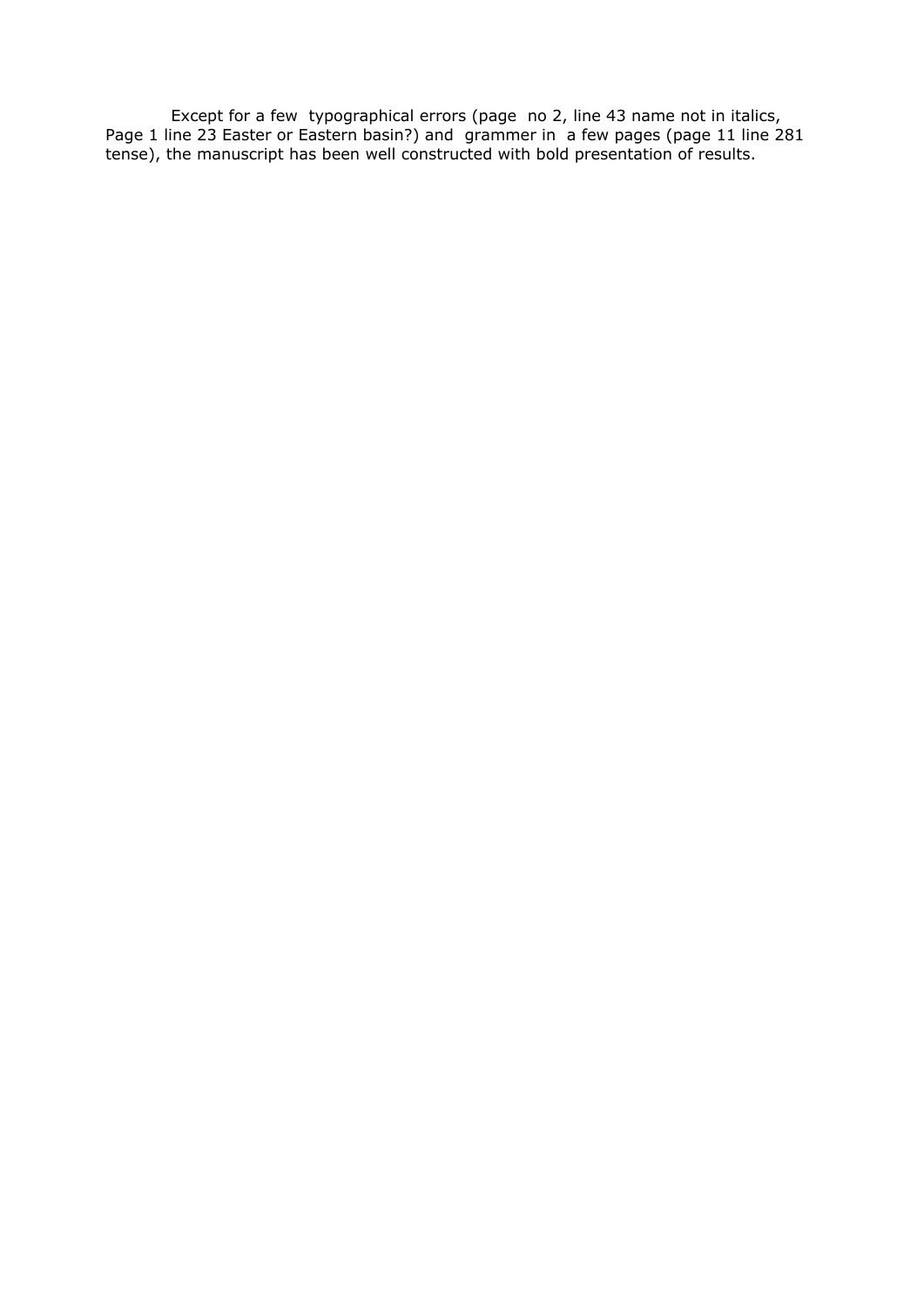Except for a few typographical errors (page no 2, line 43 name not in italics, Page 1 line 23 Easter or Eastern basin?) and grammer in a few pages (page 11 line 281 tense), the manuscript has been well constructed with bold presentation of results.